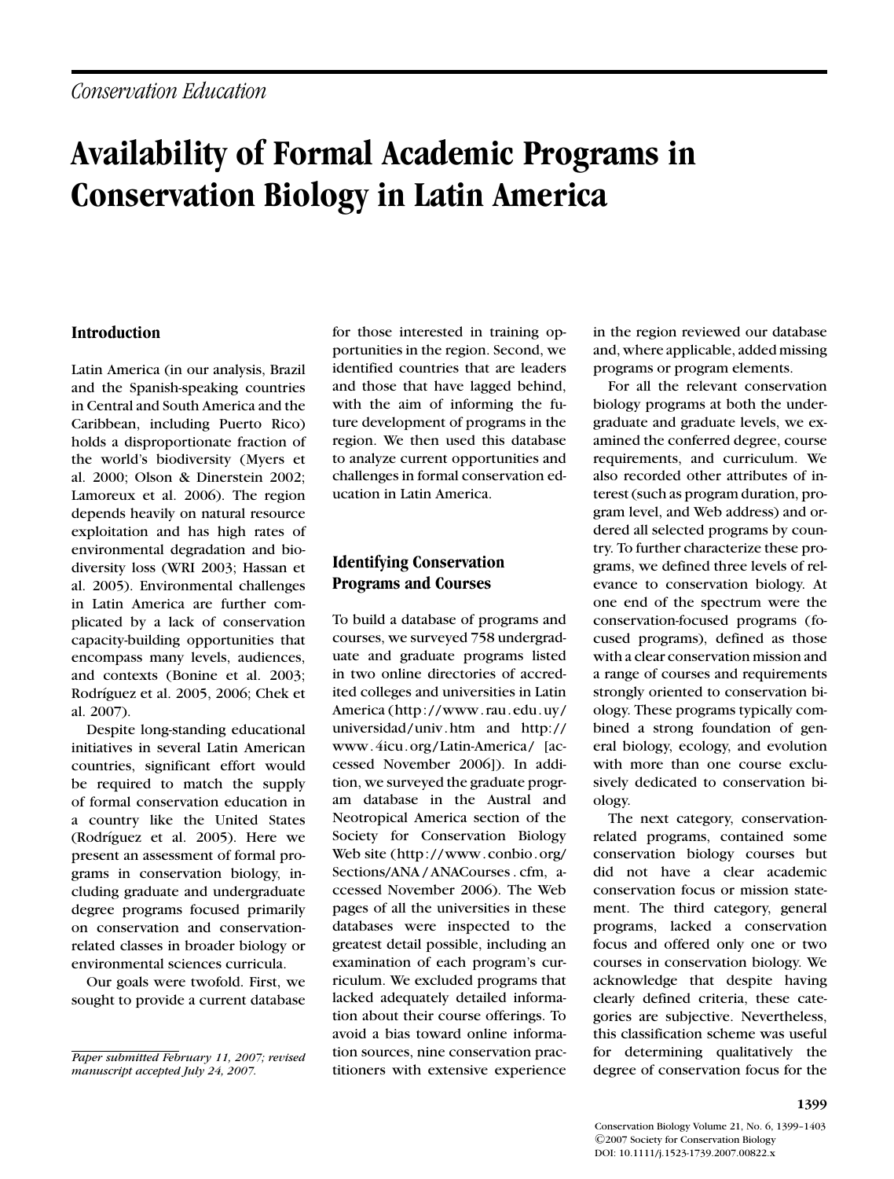*Conservation Education*

# Availability of Formal Academic Programs in Conservation Biology in Latin America

## Introduction

Latin America (in our analysis, Brazil and the Spanish-speaking countries in Central and South America and the Caribbean, including Puerto Rico) holds a disproportionate fraction of the world's biodiversity (Myers et al. 2000; Olson & Dinerstein 2002; Lamoreux et al. 2006). The region depends heavily on natural resource exploitation and has high rates of environmental degradation and biodiversity loss (WRI 2003; Hassan et al. 2005). Environmental challenges in Latin America are further complicated by a lack of conservation capacity-building opportunities that encompass many levels, audiences, and contexts (Bonine et al. 2003; Rodríguez et al. 2005, 2006; Chek et al. 2007).

Despite long-standing educational initiatives in several Latin American countries, significant effort would be required to match the supply of formal conservation education in a country like the United States (Rodríguez et al. 2005). Here we present an assessment of formal programs in conservation biology, including graduate and undergraduate degree programs focused primarily on conservation and conservation-related classes in broader biology or environmental sciences curricula.

Our goals were twofold. First, we sought to provide a current database for those interested in training opportunities in the region. Second, we identified countries that are leaders and those that have lagged behind, with the aim of informing the future development of programs in the region. We then used this database to analyze current opportunities and challenges in formal conservation education in Latin America.

*Paper submitted February 11, 2007; revised manuscript accepted July 24, 2007.*

## Identifying Conservation Programs and Courses

To build a database of programs and courses, we surveyed 758 undergraduate and graduate programs listed in two online directories of accredited colleges and universities in Latin America (http://www.rau.edu.uy/universidad/univ.htm and http://www.4icu.org/Latin-America/ [accessed November 2006]). In addition, we surveyed the graduate program database in the Austral and Neotropical America section of the Society for Conservation Biology Web site (http://www.conbio.org/Sections/ANA/ANACourses.cfm, accessed November 2006). The Web pages of all the universities in these databases were inspected to the greatest detail possible, including an examination of each program's curriculum. We excluded programs that lacked adequately detailed information about their course offerings. To avoid a bias toward online information sources, nine conservation practitioners with extensive experience in the region reviewed our database and, where applicable, added missing programs or program elements.

For all the relevant conservation biology programs at both the undergraduate and graduate levels, we examined the conferred degree, course requirements, and curriculum. We also recorded other attributes of interest (such as program duration, program level, and Web address) and ordered all selected programs by country. To further characterize these programs, we defined three levels of relevance to conservation biology. At one end of the spectrum were the conservation-focused programs (focused programs), defined as those with a clear conservation mission and a range of courses and requirements strongly oriented to conservation biology. These programs typically combined a strong foundation of general biology, ecology, and evolution with more than one course exclusively dedicated to conservation biology.

The next category, conservation-related programs, contained some conservation biology courses but did not have a clear academic conservation focus or mission statement. The third category, general programs, lacked a conservation focus and offered only one or two courses in conservation biology. We acknowledge that despite having clearly defined criteria, these categories are subjective. Nevertheless, this classification scheme was useful for determining qualitatively the degree of conservation focus for the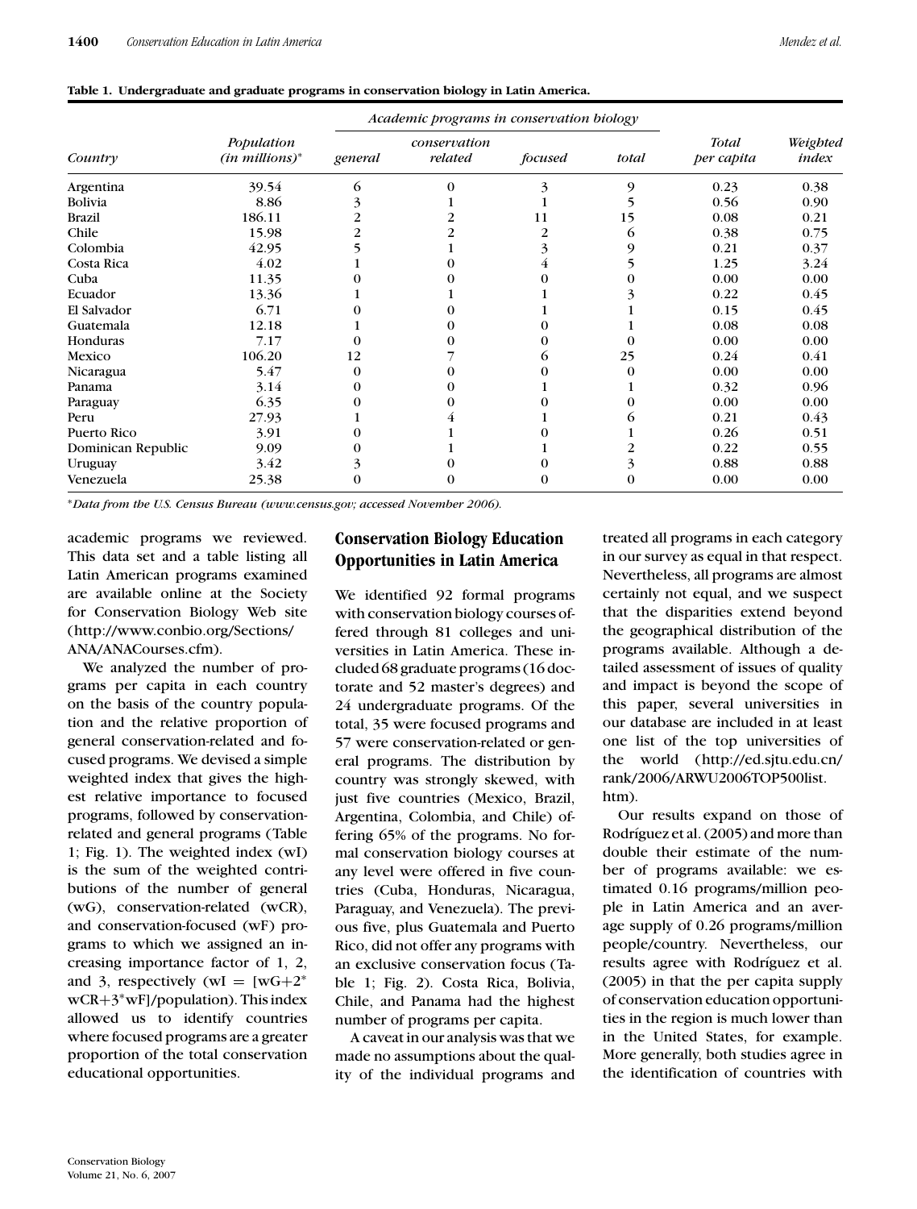**Table 1. Undergraduate and graduate programs in conservation biology in Latin America.**

| | | *Academic programs in conservation biology* | | | | | |
|---|---|---|---|---|---|---|---|
| *Country* | *Population (in millions)*\* | *general* | *conservation related* | *focused* | *total* | *Total per capita* | *Weighted index* |
| Argentina | 39.54 | 6 | 0 | 3 | 9 | 0.23 | 0.38 |
| Bolivia | 8.86 | 3 | 1 | 1 | 5 | 0.56 | 0.90 |
| Brazil | 186.11 | 2 | 2 | 11 | 15 | 0.08 | 0.21 |
| Chile | 15.98 | 2 | 2 | 2 | 6 | 0.38 | 0.75 |
| Colombia | 42.95 | 5 | 1 | 3 | 9 | 0.21 | 0.37 |
| Costa Rica | 4.02 | 1 | 0 | 4 | 5 | 1.25 | 3.24 |
| Cuba | 11.35 | 0 | 0 | 0 | 0 | 0.00 | 0.00 |
| Ecuador | 13.36 | 1 | 1 | 1 | 3 | 0.22 | 0.45 |
| El Salvador | 6.71 | 0 | 0 | 1 | 1 | 0.15 | 0.45 |
| Guatemala | 12.18 | 1 | 0 | 0 | 1 | 0.08 | 0.08 |
| Honduras | 7.17 | 0 | 0 | 0 | 0 | 0.00 | 0.00 |
| Mexico | 106.20 | 12 | 7 | 6 | 25 | 0.24 | 0.41 |
| Nicaragua | 5.47 | 0 | 0 | 0 | 0 | 0.00 | 0.00 |
| Panama | 3.14 | 0 | 0 | 1 | 1 | 0.32 | 0.96 |
| Paraguay | 6.35 | 0 | 0 | 0 | 0 | 0.00 | 0.00 |
| Peru | 27.93 | 1 | 4 | 1 | 6 | 0.21 | 0.43 |
| Puerto Rico | 3.91 | 0 | 1 | 0 | 1 | 0.26 | 0.51 |
| Dominican Republic | 9.09 | 0 | 1 | 1 | 2 | 0.22 | 0.55 |
| Uruguay | 3.42 | 3 | 0 | 0 | 3 | 0.88 | 0.88 |
| Venezuela | 25.38 | 0 | 0 | 0 | 0 | 0.00 | 0.00 |

\**Data from the U.S. Census Bureau (www.census.gov; accessed November 2006).*

academic programs we reviewed. This data set and a table listing all Latin American programs examined are available online at the Society for Conservation Biology Web site (http://www.conbio.org/Sections/ANA/ANACourses.cfm).

We analyzed the number of programs per capita in each country on the basis of the country population and the relative proportion of general conservation-related and focused programs. We devised a simple weighted index that gives the highest relative importance to focused programs, followed by conservation-related and general programs (Table 1; Fig. 1). The weighted index (wI) is the sum of the weighted contributions of the number of general (wG), conservation-related (wCR), and conservation-focused (wF) programs to which we assigned an increasing importance factor of 1, 2, and 3, respectively ($wI = [wG+2^{*}wCR+3^{*}wF]/population$). This index allowed us to identify countries where focused programs are a greater proportion of the total conservation educational opportunities.

## Conservation Biology Education Opportunities in Latin America

We identified 92 formal programs with conservation biology courses offered through 81 colleges and universities in Latin America. These included 68 graduate programs (16 doctorate and 52 master's degrees) and 24 undergraduate programs. Of the total, 35 were focused programs and 57 were conservation-related or general programs. The distribution by country was strongly skewed, with just five countries (Mexico, Brazil, Argentina, Colombia, and Chile) offering 65% of the programs. No formal conservation biology courses at any level were offered in five countries (Cuba, Honduras, Nicaragua, Paraguay, and Venezuela). The previous five, plus Guatemala and Puerto Rico, did not offer any programs with an exclusive conservation focus (Table 1; Fig. 2). Costa Rica, Bolivia, Chile, and Panama had the highest number of programs per capita.

A caveat in our analysis was that we made no assumptions about the quality of the individual programs and treated all programs in each category in our survey as equal in that respect. Nevertheless, all programs are almost certainly not equal, and we suspect that the disparities extend beyond the geographical distribution of the programs available. Although a detailed assessment of issues of quality and impact is beyond the scope of this paper, several universities in our database are included in at least one list of the top universities of the world (http://ed.sjtu.edu.cn/rank/2006/ARWU2006TOP500list.htm).

Our results expand on those of Rodríguez et al. (2005) and more than double their estimate of the number of programs available: we estimated 0.16 programs/million people in Latin America and an average supply of 0.26 programs/million people/country. Nevertheless, our results agree with Rodríguez et al. (2005) in that the per capita supply of conservation education opportunities in the region is much lower than in the United States, for example. More generally, both studies agree in the identification of countries with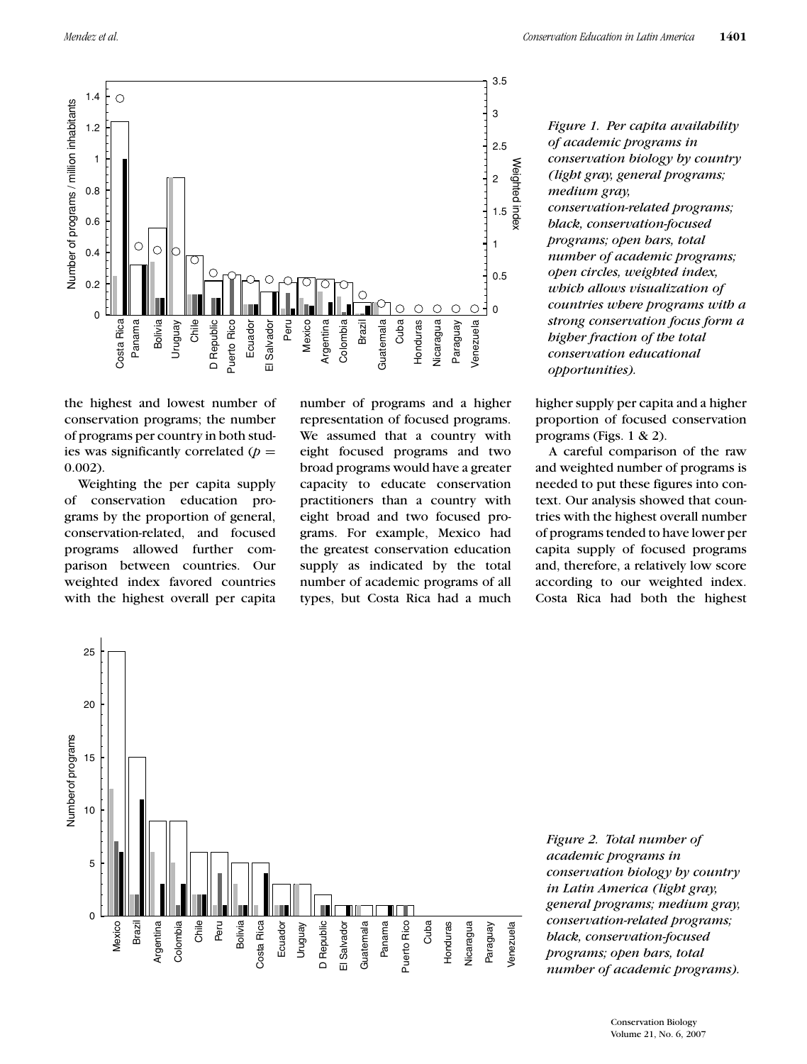Figure 1. Per capita availability of academic programs in conservation biology by country (light gray, general programs; medium gray, conservation-related programs; black, conservation-focused programs; open bars, total number of academic programs; open circles, weighted index, which allows visualization of countries where programs with a strong conservation focus form a higher fraction of the total conservation educational opportunities).

the highest and lowest number of conservation programs; the number of programs per country in both studies was significantly correlated ($p = 0.002$).

Weighting the per capita supply of conservation education programs by the proportion of general, conservation-related, and focused programs allowed further comparison between countries. Our weighted index favored countries with the highest overall per capita number of programs and a higher representation of focused programs. We assumed that a country with eight focused programs and two broad programs would have a greater capacity to educate conservation practitioners than a country with eight broad and two focused programs. For example, Mexico had the greatest conservation education supply as indicated by the total number of academic programs of all types, but Costa Rica had a much higher supply per capita and a higher proportion of focused conservation programs (Figs. 1 & 2).

A careful comparison of the raw and weighted number of programs is needed to put these figures into context. Our analysis showed that countries with the highest overall number of programs tended to have lower per capita supply of focused programs and, therefore, a relatively low score according to our weighted index. Costa Rica had both the highest

Figure 2. Total number of academic programs in conservation biology by country in Latin America (light gray, general programs; medium gray, conservation-related programs; black, conservation-focused programs; open bars, total number of academic programs).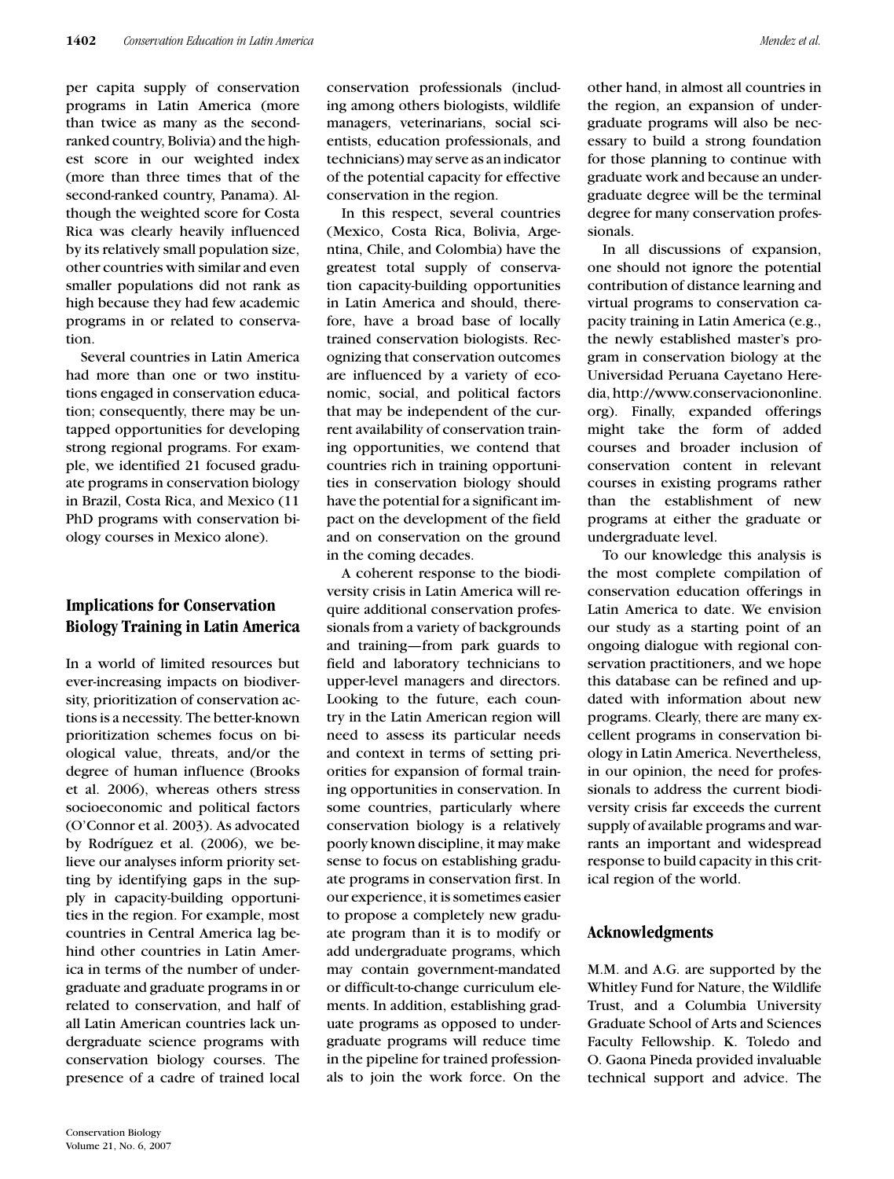per capita supply of conservation programs in Latin America (more than twice as many as the second-ranked country, Bolivia) and the highest score in our weighted index (more than three times that of the second-ranked country, Panama). Although the weighted score for Costa Rica was clearly heavily influenced by its relatively small population size, other countries with similar and even smaller populations did not rank as high because they had few academic programs in or related to conservation.

Several countries in Latin America had more than one or two institutions engaged in conservation education; consequently, there may be untapped opportunities for developing strong regional programs. For example, we identified 21 focused graduate programs in conservation biology in Brazil, Costa Rica, and Mexico (11 PhD programs with conservation biology courses in Mexico alone).

## Implications for Conservation Biology Training in Latin America

In a world of limited resources but ever-increasing impacts on biodiversity, prioritization of conservation actions is a necessity. The better-known prioritization schemes focus on biological value, threats, and/or the degree of human influence (Brooks et al. 2006), whereas others stress socioeconomic and political factors (O'Connor et al. 2003). As advocated by Rodríguez et al. (2006), we believe our analyses inform priority setting by identifying gaps in the supply in capacity-building opportunities in the region. For example, most countries in Central America lag behind other countries in Latin America in terms of the number of undergraduate and graduate programs in or related to conservation, and half of all Latin American countries lack undergraduate science programs with conservation biology courses. The presence of a cadre of trained local conservation professionals (including among others biologists, wildlife managers, veterinarians, social scientists, education professionals, and technicians) may serve as an indicator of the potential capacity for effective conservation in the region.

In this respect, several countries (Mexico, Costa Rica, Bolivia, Argentina, Chile, and Colombia) have the greatest total supply of conservation capacity-building opportunities in Latin America and should, therefore, have a broad base of locally trained conservation biologists. Recognizing that conservation outcomes are influenced by a variety of economic, social, and political factors that may be independent of the current availability of conservation training opportunities, we contend that countries rich in training opportunities in conservation biology should have the potential for a significant impact on the development of the field and on conservation on the ground in the coming decades.

A coherent response to the biodiversity crisis in Latin America will require additional conservation professionals from a variety of backgrounds and training—from park guards to field and laboratory technicians to upper-level managers and directors. Looking to the future, each country in the Latin American region will need to assess its particular needs and context in terms of setting priorities for expansion of formal training opportunities in conservation. In some countries, particularly where conservation biology is a relatively poorly known discipline, it may make sense to focus on establishing graduate programs in conservation first. In our experience, it is sometimes easier to propose a completely new graduate program than it is to modify or add undergraduate programs, which may contain government-mandated or difficult-to-change curriculum elements. In addition, establishing graduate programs as opposed to undergraduate programs will reduce time in the pipeline for trained professionals to join the work force. On the other hand, in almost all countries in the region, an expansion of undergraduate programs will also be necessary to build a strong foundation for those planning to continue with graduate work and because an undergraduate degree will be the terminal degree for many conservation professionals.

In all discussions of expansion, one should not ignore the potential contribution of distance learning and virtual programs to conservation capacity training in Latin America (e.g., the newly established master's program in conservation biology at the Universidad Peruana Cayetano Heredia, http://www.conservaciononline.org). Finally, expanded offerings might take the form of added courses and broader inclusion of conservation content in relevant courses in existing programs rather than the establishment of new programs at either the graduate or undergraduate level.

To our knowledge this analysis is the most complete compilation of conservation education offerings in Latin America to date. We envision our study as a starting point of an ongoing dialogue with regional conservation practitioners, and we hope this database can be refined and updated with information about new programs. Clearly, there are many excellent programs in conservation biology in Latin America. Nevertheless, in our opinion, the need for professionals to address the current biodiversity crisis far exceeds the current supply of available programs and warrants an important and widespread response to build capacity in this critical region of the world.

## Acknowledgments

M.M. and A.G. are supported by the Whitley Fund for Nature, the Wildlife Trust, and a Columbia University Graduate School of Arts and Sciences Faculty Fellowship. K. Toledo and O. Gaona Pineda provided invaluable technical support and advice. The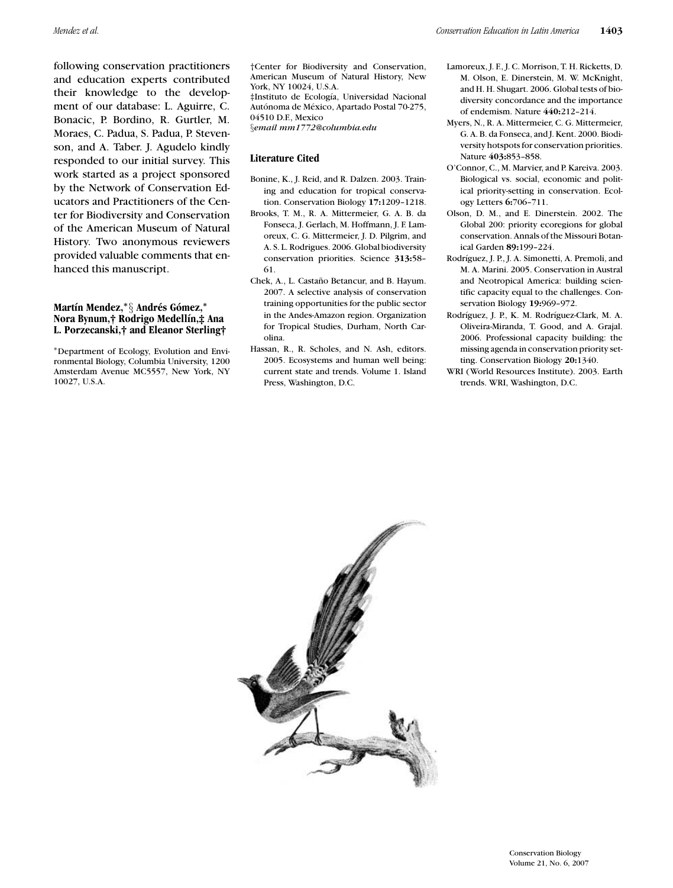following conservation practitioners and education experts contributed their knowledge to the development of our database: L. Aguirre, C. Bonacic, P. Bordino, R. Gurtler, M. Moraes, C. Padua, S. Padua, P. Stevenson, and A. Taber. J. Agudelo kindly responded to our initial survey. This work started as a project sponsored by the Network of Conservation Educators and Practitioners of the Center for Biodiversity and Conservation of the American Museum of Natural History. Two anonymous reviewers provided valuable comments that enhanced this manuscript.

**Martín Mendez,*§ Andrés Gómez,* Nora Bynum,† Rodrigo Medellín,‡ Ana L. Porzecanski,† and Eleanor Sterling†**

*Department of Ecology, Evolution and Environmental Biology, Columbia University, 1200 Amsterdam Avenue MC5557, New York, NY 10027, U.S.A.

†Center for Biodiversity and Conservation, American Museum of Natural History, New York, NY 10024, U.S.A.

‡Instituto de Ecología, Universidad Nacional Autónoma de México, Apartado Postal 70-275, 04510 D.F., Mexico

§*email mm1772@columbia.edu*

## Literature Cited

Bonine, K., J. Reid, and R. Dalzen. 2003. Training and education for tropical conservation. Conservation Biology **17:**1209–1218.

Brooks, T. M., R. A. Mittermeier, G. A. B. da Fonseca, J. Gerlach, M. Hoffmann, J. F. Lamoreux, C. G. Mittermeier, J. D. Pilgrim, and A. S. L. Rodrigues. 2006. Global biodiversity conservation priorities. Science **313:**58–61.

Chek, A., L. Castaño Betancur, and B. Hayum. 2007. A selective analysis of conservation training opportunities for the public sector in the Andes-Amazon region. Organization for Tropical Studies, Durham, North Carolina.

Hassan, R., R. Scholes, and N. Ash, editors. 2005. Ecosystems and human well being: current state and trends. Volume 1. Island Press, Washington, D.C.

Lamoreux, J. F., J. C. Morrison, T. H. Ricketts, D. M. Olson, E. Dinerstein, M. W. McKnight, and H. H. Shugart. 2006. Global tests of biodiversity concordance and the importance of endemism. Nature **440:**212–214.

Myers, N., R. A. Mittermeier, C. G. Mittermeier, G. A. B. da Fonseca, and J. Kent. 2000. Biodiversity hotspots for conservation priorities. Nature **403:**853–858.

O'Connor, C., M. Marvier, and P. Kareiva. 2003. Biological vs. social, economic and political priority-setting in conservation. Ecology Letters **6:**706–711.

Olson, D. M., and E. Dinerstein. 2002. The Global 200: priority ecoregions for global conservation. Annals of the Missouri Botanical Garden **89:**199–224.

Rodríguez, J. P., J. A. Simonetti, A. Premoli, and M. A. Marini. 2005. Conservation in Austral and Neotropical America: building scientific capacity equal to the challenges. Conservation Biology **19:**969–972.

Rodríguez, J. P., K. M. Rodríguez-Clark, M. A. Oliveira-Miranda, T. Good, and A. Grajal. 2006. Professional capacity building: the missing agenda in conservation priority setting. Conservation Biology **20:**1340.

WRI (World Resources Institute). 2003. Earth trends. WRI, Washington, D.C.